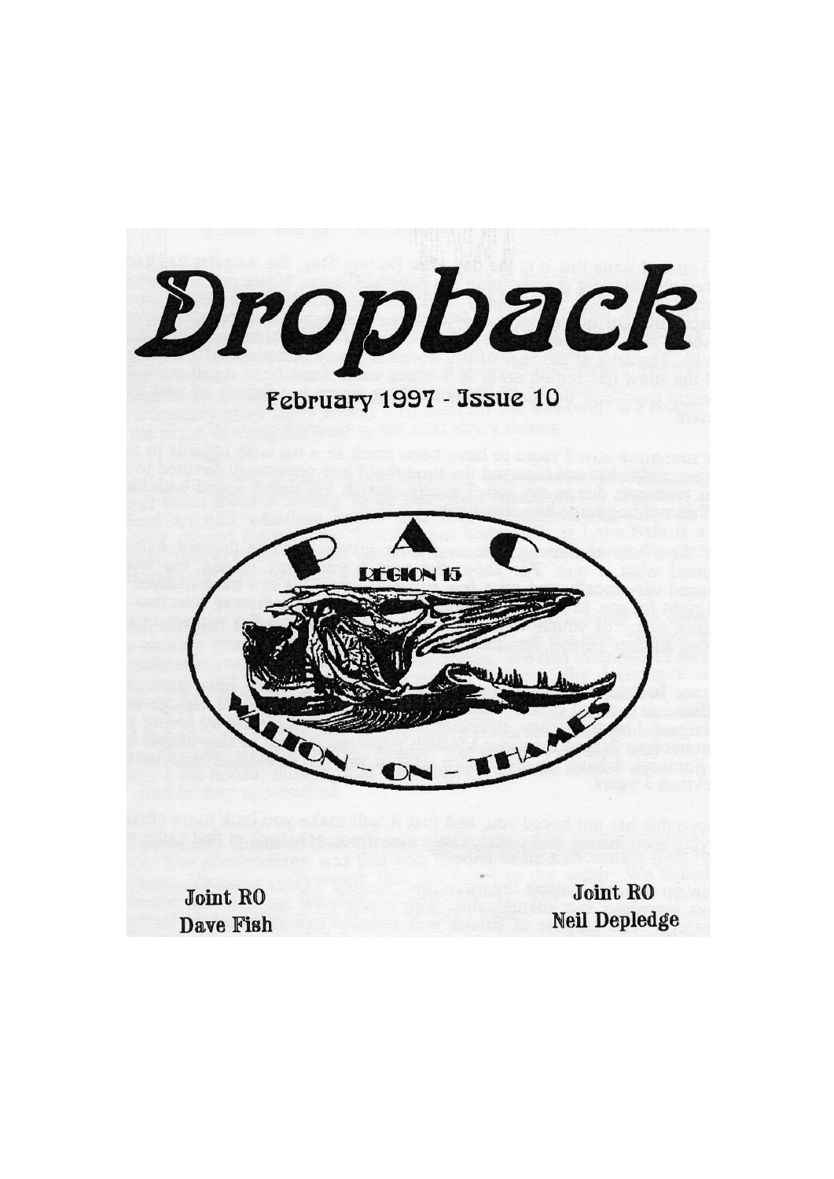# Dropback

February 1997 - Issue 10

P A C

REGION 15

WALTON - ON - THAMES

**Joint RO**
**Dave Fish**

**Joint RO**
**Neil Depledge**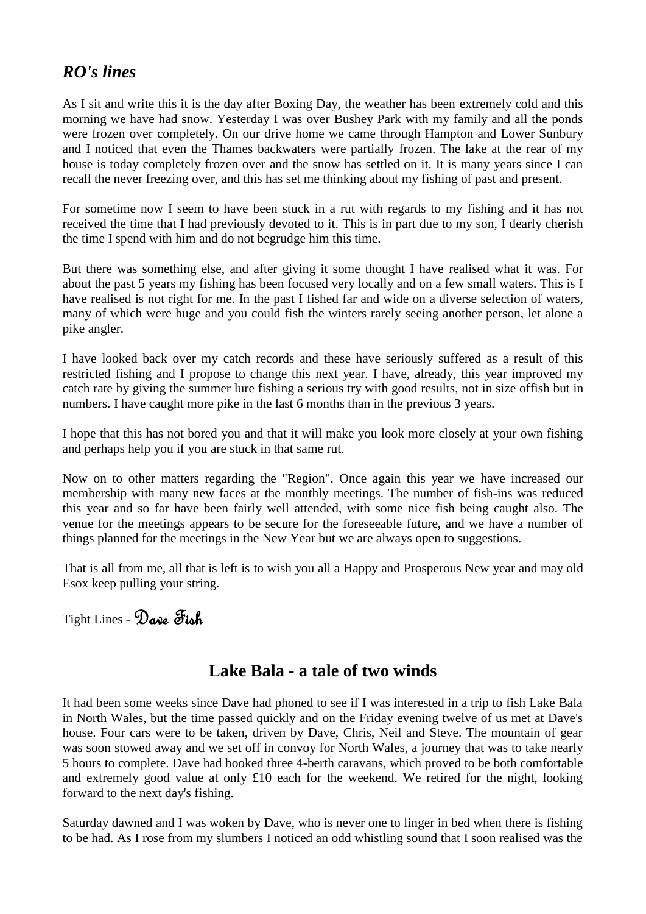## *RO's lines*

As I sit and write this it is the day after Boxing Day, the weather has been extremely cold and this morning we have had snow. Yesterday I was over Bushey Park with my family and all the ponds were frozen over completely. On our drive home we came through Hampton and Lower Sunbury and I noticed that even the Thames backwaters were partially frozen. The lake at the rear of my house is today completely frozen over and the snow has settled on it. It is many years since I can recall the never freezing over, and this has set me thinking about my fishing of past and present.

For sometime now I seem to have been stuck in a rut with regards to my fishing and it has not received the time that I had previously devoted to it. This is in part due to my son, I dearly cherish the time I spend with him and do not begrudge him this time.

But there was something else, and after giving it some thought I have realised what it was. For about the past 5 years my fishing has been focused very locally and on a few small waters. This is I have realised is not right for me. In the past I fished far and wide on a diverse selection of waters, many of which were huge and you could fish the winters rarely seeing another person, let alone a pike angler.

I have looked back over my catch records and these have seriously suffered as a result of this restricted fishing and I propose to change this next year. I have, already, this year improved my catch rate by giving the summer lure fishing a serious try with good results, not in size offish but in numbers. I have caught more pike in the last 6 months than in the previous 3 years.

I hope that this has not bored you and that it will make you look more closely at your own fishing and perhaps help you if you are stuck in that same rut.

Now on to other matters regarding the "Region". Once again this year we have increased our membership with many new faces at the monthly meetings. The number of fish-ins was reduced this year and so far have been fairly well attended, with some nice fish being caught also. The venue for the meetings appears to be secure for the foreseeable future, and we have a number of things planned for the meetings in the New Year but we are always open to suggestions.

That is all from me, all that is left is to wish you all a Happy and Prosperous New year and may old Esox keep pulling your string.

Tight Lines - Dave Fish

## Lake Bala - a tale of two winds

It had been some weeks since Dave had phoned to see if I was interested in a trip to fish Lake Bala in North Wales, but the time passed quickly and on the Friday evening twelve of us met at Dave's house. Four cars were to be taken, driven by Dave, Chris, Neil and Steve. The mountain of gear was soon stowed away and we set off in convoy for North Wales, a journey that was to take nearly 5 hours to complete. Dave had booked three 4-berth caravans, which proved to be both comfortable and extremely good value at only £10 each for the weekend. We retired for the night, looking forward to the next day's fishing.

Saturday dawned and I was woken by Dave, who is never one to linger in bed when there is fishing to be had. As I rose from my slumbers I noticed an odd whistling sound that I soon realised was the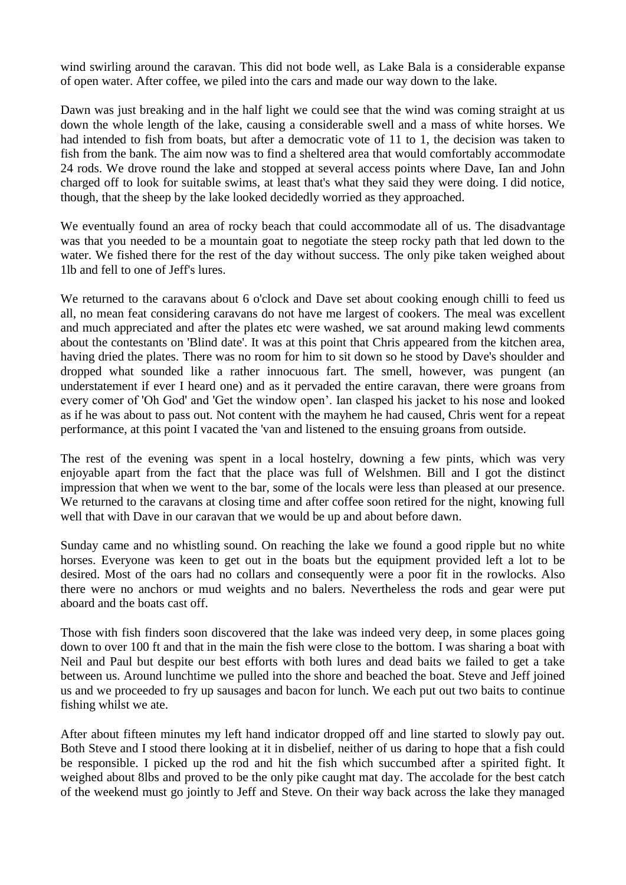wind swirling around the caravan. This did not bode well, as Lake Bala is a considerable expanse of open water. After coffee, we piled into the cars and made our way down to the lake.

Dawn was just breaking and in the half light we could see that the wind was coming straight at us down the whole length of the lake, causing a considerable swell and a mass of white horses. We had intended to fish from boats, but after a democratic vote of 11 to 1, the decision was taken to fish from the bank. The aim now was to find a sheltered area that would comfortably accommodate 24 rods. We drove round the lake and stopped at several access points where Dave, Ian and John charged off to look for suitable swims, at least that's what they said they were doing. I did notice, though, that the sheep by the lake looked decidedly worried as they approached.

We eventually found an area of rocky beach that could accommodate all of us. The disadvantage was that you needed to be a mountain goat to negotiate the steep rocky path that led down to the water. We fished there for the rest of the day without success. The only pike taken weighed about 1lb and fell to one of Jeff's lures.

We returned to the caravans about 6 o'clock and Dave set about cooking enough chilli to feed us all, no mean feat considering caravans do not have me largest of cookers. The meal was excellent and much appreciated and after the plates etc were washed, we sat around making lewd comments about the contestants on 'Blind date'. It was at this point that Chris appeared from the kitchen area, having dried the plates. There was no room for him to sit down so he stood by Dave's shoulder and dropped what sounded like a rather innocuous fart. The smell, however, was pungent (an understatement if ever I heard one) and as it pervaded the entire caravan, there were groans from every comer of 'Oh God' and 'Get the window open'. Ian clasped his jacket to his nose and looked as if he was about to pass out. Not content with the mayhem he had caused, Chris went for a repeat performance, at this point I vacated the 'van and listened to the ensuing groans from outside.

The rest of the evening was spent in a local hostelry, downing a few pints, which was very enjoyable apart from the fact that the place was full of Welshmen. Bill and I got the distinct impression that when we went to the bar, some of the locals were less than pleased at our presence. We returned to the caravans at closing time and after coffee soon retired for the night, knowing full well that with Dave in our caravan that we would be up and about before dawn.

Sunday came and no whistling sound. On reaching the lake we found a good ripple but no white horses. Everyone was keen to get out in the boats but the equipment provided left a lot to be desired. Most of the oars had no collars and consequently were a poor fit in the rowlocks. Also there were no anchors or mud weights and no balers. Nevertheless the rods and gear were put aboard and the boats cast off.

Those with fish finders soon discovered that the lake was indeed very deep, in some places going down to over 100 ft and that in the main the fish were close to the bottom. I was sharing a boat with Neil and Paul but despite our best efforts with both lures and dead baits we failed to get a take between us. Around lunchtime we pulled into the shore and beached the boat. Steve and Jeff joined us and we proceeded to fry up sausages and bacon for lunch. We each put out two baits to continue fishing whilst we ate.

After about fifteen minutes my left hand indicator dropped off and line started to slowly pay out. Both Steve and I stood there looking at it in disbelief, neither of us daring to hope that a fish could be responsible. I picked up the rod and hit the fish which succumbed after a spirited fight. It weighed about 8lbs and proved to be the only pike caught mat day. The accolade for the best catch of the weekend must go jointly to Jeff and Steve. On their way back across the lake they managed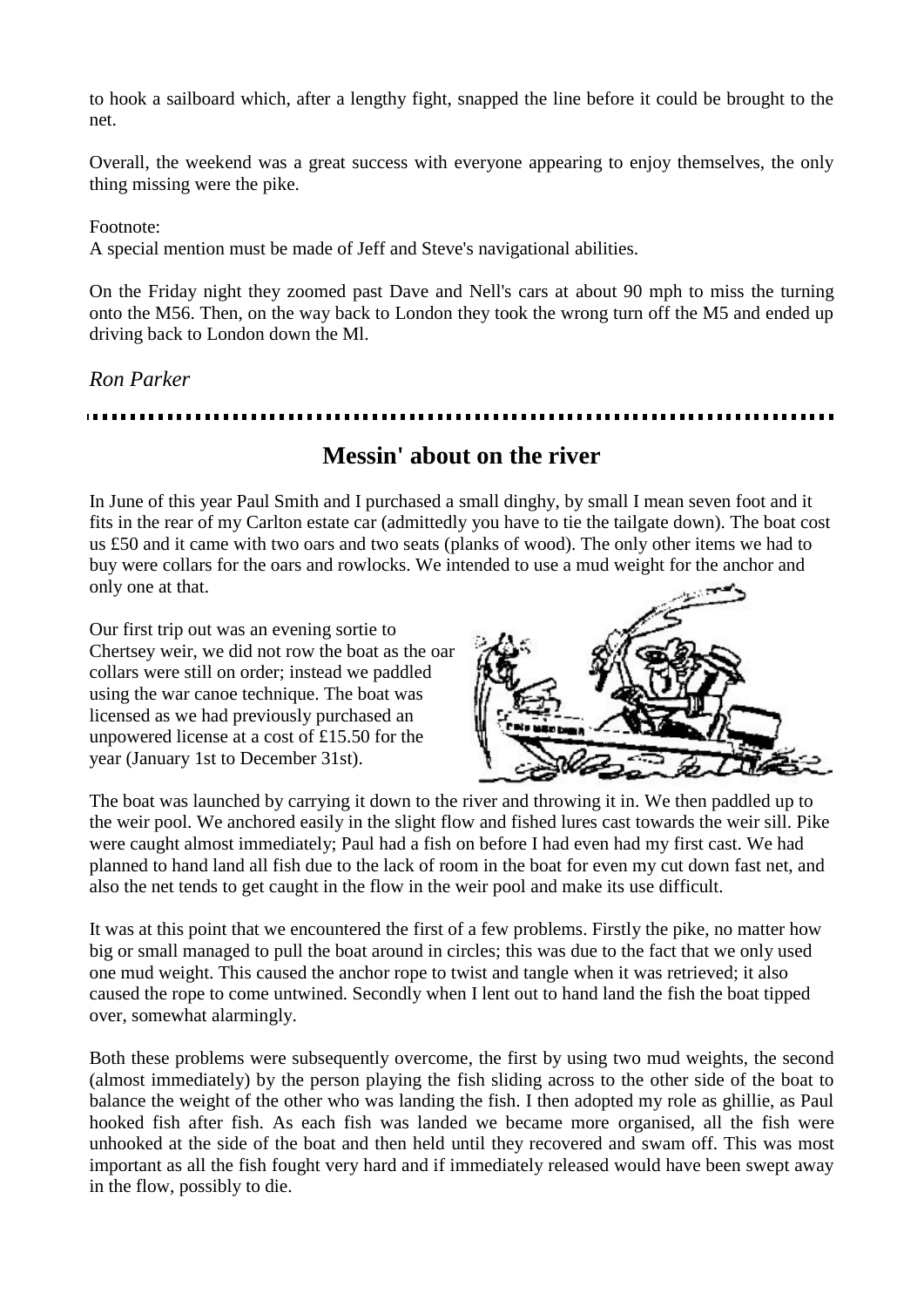to hook a sailboard which, after a lengthy fight, snapped the line before it could be brought to the net.

Overall, the weekend was a great success with everyone appearing to enjoy themselves, the only thing missing were the pike.

Footnote:
A special mention must be made of Jeff and Steve's navigational abilities.

On the Friday night they zoomed past Dave and Nell's cars at about 90 mph to miss the turning onto the M56. Then, on the way back to London they took the wrong turn off the M5 and ended up driving back to London down the Ml.

*Ron Parker*

---

## Messin' about on the river

In June of this year Paul Smith and I purchased a small dinghy, by small I mean seven foot and it fits in the rear of my Carlton estate car (admittedly you have to tie the tailgate down). The boat cost us £50 and it came with two oars and two seats (planks of wood). The only other items we had to buy were collars for the oars and rowlocks. We intended to use a mud weight for the anchor and only one at that.

Our first trip out was an evening sortie to Chertsey weir, we did not row the boat as the oar collars were still on order; instead we paddled using the war canoe technique. The boat was licensed as we had previously purchased an unpowered license at a cost of £15.50 for the year (January 1st to December 31st).

The boat was launched by carrying it down to the river and throwing it in. We then paddled up to the weir pool. We anchored easily in the slight flow and fished lures cast towards the weir sill. Pike were caught almost immediately; Paul had a fish on before I had even had my first cast. We had planned to hand land all fish due to the lack of room in the boat for even my cut down fast net, and also the net tends to get caught in the flow in the weir pool and make its use difficult.

It was at this point that we encountered the first of a few problems. Firstly the pike, no matter how big or small managed to pull the boat around in circles; this was due to the fact that we only used one mud weight. This caused the anchor rope to twist and tangle when it was retrieved; it also caused the rope to come untwined. Secondly when I lent out to hand land the fish the boat tipped over, somewhat alarmingly.

Both these problems were subsequently overcome, the first by using two mud weights, the second (almost immediately) by the person playing the fish sliding across to the other side of the boat to balance the weight of the other who was landing the fish. I then adopted my role as ghillie, as Paul hooked fish after fish. As each fish was landed we became more organised, all the fish were unhooked at the side of the boat and then held until they recovered and swam off. This was most important as all the fish fought very hard and if immediately released would have been swept away in the flow, possibly to die.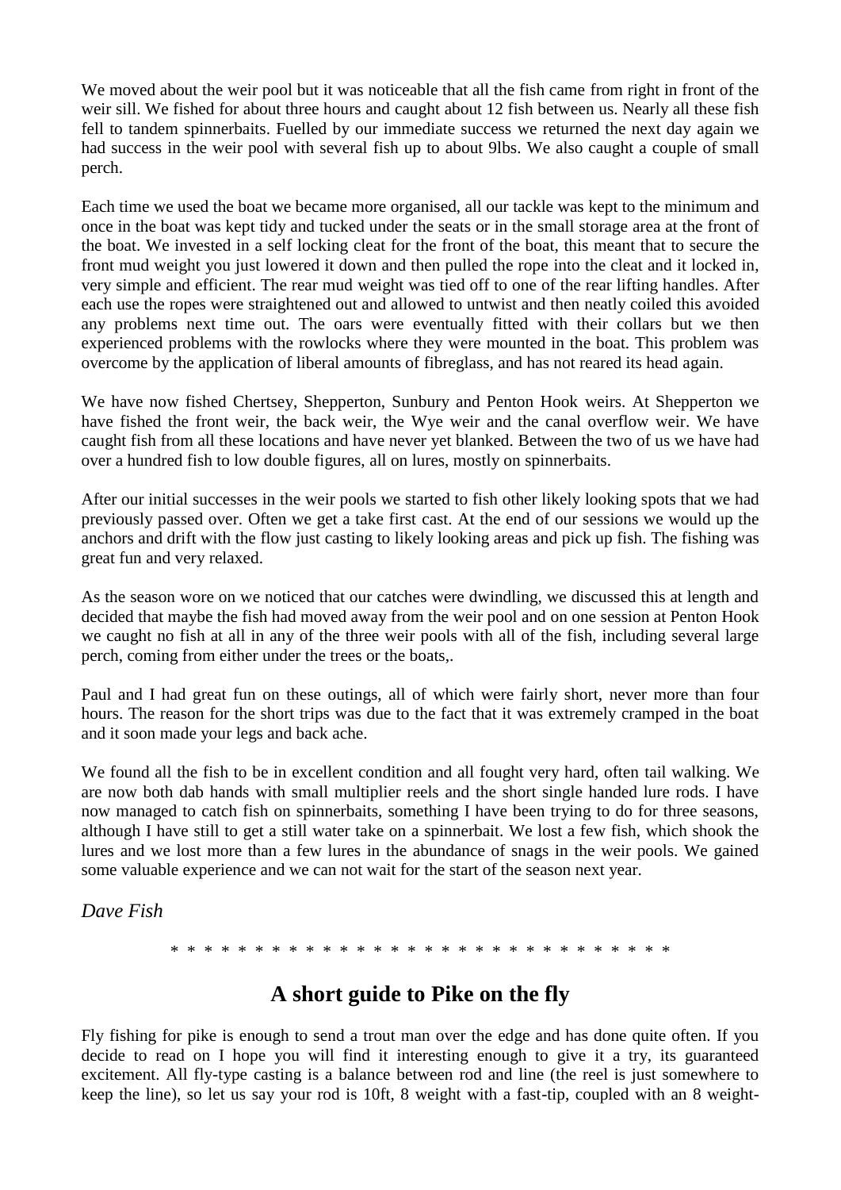We moved about the weir pool but it was noticeable that all the fish came from right in front of the weir sill. We fished for about three hours and caught about 12 fish between us. Nearly all these fish fell to tandem spinnerbaits. Fuelled by our immediate success we returned the next day again we had success in the weir pool with several fish up to about 9lbs. We also caught a couple of small perch.

Each time we used the boat we became more organised, all our tackle was kept to the minimum and once in the boat was kept tidy and tucked under the seats or in the small storage area at the front of the boat. We invested in a self locking cleat for the front of the boat, this meant that to secure the front mud weight you just lowered it down and then pulled the rope into the cleat and it locked in, very simple and efficient. The rear mud weight was tied off to one of the rear lifting handles. After each use the ropes were straightened out and allowed to untwist and then neatly coiled this avoided any problems next time out. The oars were eventually fitted with their collars but we then experienced problems with the rowlocks where they were mounted in the boat. This problem was overcome by the application of liberal amounts of fibreglass, and has not reared its head again.

We have now fished Chertsey, Shepperton, Sunbury and Penton Hook weirs. At Shepperton we have fished the front weir, the back weir, the Wye weir and the canal overflow weir. We have caught fish from all these locations and have never yet blanked. Between the two of us we have had over a hundred fish to low double figures, all on lures, mostly on spinnerbaits.

After our initial successes in the weir pools we started to fish other likely looking spots that we had previously passed over. Often we get a take first cast. At the end of our sessions we would up the anchors and drift with the flow just casting to likely looking areas and pick up fish. The fishing was great fun and very relaxed.

As the season wore on we noticed that our catches were dwindling, we discussed this at length and decided that maybe the fish had moved away from the weir pool and on one session at Penton Hook we caught no fish at all in any of the three weir pools with all of the fish, including several large perch, coming from either under the trees or the boats,.

Paul and I had great fun on these outings, all of which were fairly short, never more than four hours. The reason for the short trips was due to the fact that it was extremely cramped in the boat and it soon made your legs and back ache.

We found all the fish to be in excellent condition and all fought very hard, often tail walking. We are now both dab hands with small multiplier reels and the short single handed lure rods. I have now managed to catch fish on spinnerbaits, something I have been trying to do for three seasons, although I have still to get a still water take on a spinnerbait. We lost a few fish, which shook the lures and we lost more than a few lures in the abundance of snags in the weir pools. We gained some valuable experience and we can not wait for the start of the season next year.

*Dave Fish*

* * * * * * * * * * * * * * * * * * * * * * * * * * * * * * * * *

## A short guide to Pike on the fly

Fly fishing for pike is enough to send a trout man over the edge and has done quite often. If you decide to read on I hope you will find it interesting enough to give it a try, its guaranteed excitement. All fly-type casting is a balance between rod and line (the reel is just somewhere to keep the line), so let us say your rod is 10ft, 8 weight with a fast-tip, coupled with an 8 weight-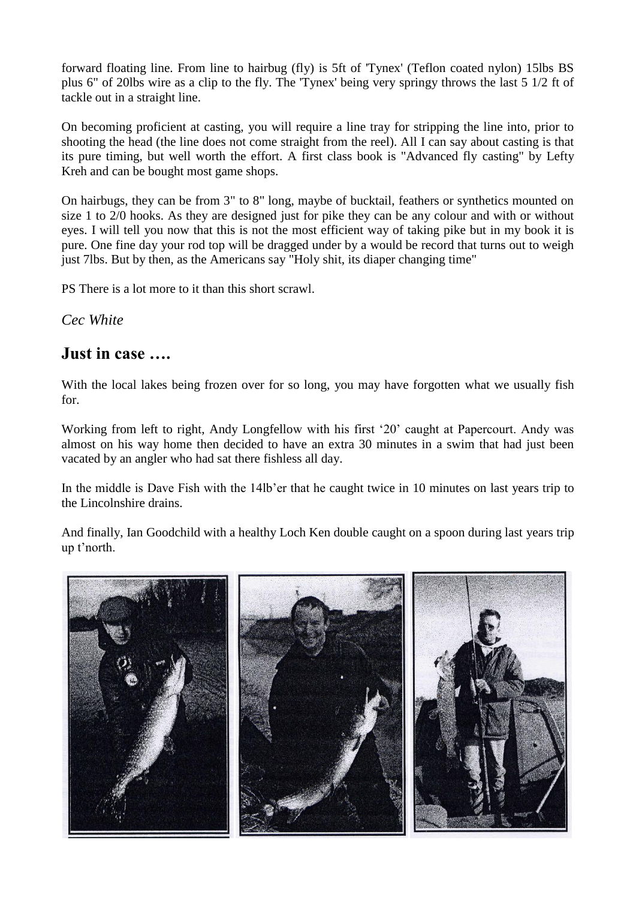forward floating line. From line to hairbug (fly) is 5ft of 'Tynex' (Teflon coated nylon) 15lbs BS plus 6" of 20lbs wire as a clip to the fly. The 'Tynex' being very springy throws the last 5 1/2 ft of tackle out in a straight line.

On becoming proficient at casting, you will require a line tray for stripping the line into, prior to shooting the head (the line does not come straight from the reel). All I can say about casting is that its pure timing, but well worth the effort. A first class book is "Advanced fly casting" by Lefty Kreh and can be bought most game shops.

On hairbugs, they can be from 3" to 8" long, maybe of bucktail, feathers or synthetics mounted on size 1 to 2/0 hooks. As they are designed just for pike they can be any colour and with or without eyes. I will tell you now that this is not the most efficient way of taking pike but in my book it is pure. One fine day your rod top will be dragged under by a would be record that turns out to weigh just 7lbs. But by then, as the Americans say "Holy shit, its diaper changing time"

PS There is a lot more to it than this short scrawl.

*Cec White*

## Just in case ….

With the local lakes being frozen over for so long, you may have forgotten what we usually fish for.

Working from left to right, Andy Longfellow with his first '20' caught at Papercourt. Andy was almost on his way home then decided to have an extra 30 minutes in a swim that had just been vacated by an angler who had sat there fishless all day.

In the middle is Dave Fish with the 14lb'er that he caught twice in 10 minutes on last years trip to the Lincolnshire drains.

And finally, Ian Goodchild with a healthy Loch Ken double caught on a spoon during last years trip up t'north.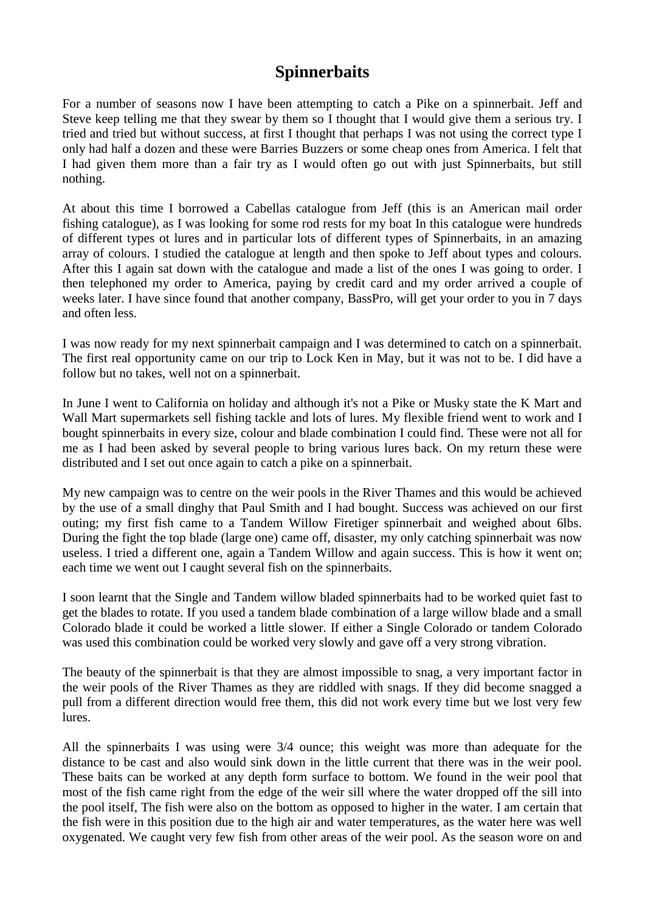# Spinnerbaits

For a number of seasons now I have been attempting to catch a Pike on a spinnerbait. Jeff and Steve keep telling me that they swear by them so I thought that I would give them a serious try. I tried and tried but without success, at first I thought that perhaps I was not using the correct type I only had half a dozen and these were Barries Buzzers or some cheap ones from America. I felt that I had given them more than a fair try as I would often go out with just Spinnerbaits, but still nothing.

At about this time I borrowed a Cabellas catalogue from Jeff (this is an American mail order fishing catalogue), as I was looking for some rod rests for my boat In this catalogue were hundreds of different types ot lures and in particular lots of different types of Spinnerbaits, in an amazing array of colours. I studied the catalogue at length and then spoke to Jeff about types and colours. After this I again sat down with the catalogue and made a list of the ones I was going to order. I then telephoned my order to America, paying by credit card and my order arrived a couple of weeks later. I have since found that another company, BassPro, will get your order to you in 7 days and often less.

I was now ready for my next spinnerbait campaign and I was determined to catch on a spinnerbait. The first real opportunity came on our trip to Lock Ken in May, but it was not to be. I did have a follow but no takes, well not on a spinnerbait.

In June I went to California on holiday and although it's not a Pike or Musky state the K Mart and Wall Mart supermarkets sell fishing tackle and lots of lures. My flexible friend went to work and I bought spinnerbaits in every size, colour and blade combination I could find. These were not all for me as I had been asked by several people to bring various lures back. On my return these were distributed and I set out once again to catch a pike on a spinnerbait.

My new campaign was to centre on the weir pools in the River Thames and this would be achieved by the use of a small dinghy that Paul Smith and I had bought. Success was achieved on our first outing; my first fish came to a Tandem Willow Firetiger spinnerbait and weighed about 6lbs. During the fight the top blade (large one) came off, disaster, my only catching spinnerbait was now useless. I tried a different one, again a Tandem Willow and again success. This is how it went on; each time we went out I caught several fish on the spinnerbaits.

I soon learnt that the Single and Tandem willow bladed spinnerbaits had to be worked quiet fast to get the blades to rotate. If you used a tandem blade combination of a large willow blade and a small Colorado blade it could be worked a little slower. If either a Single Colorado or tandem Colorado was used this combination could be worked very slowly and gave off a very strong vibration.

The beauty of the spinnerbait is that they are almost impossible to snag, a very important factor in the weir pools of the River Thames as they are riddled with snags. If they did become snagged a pull from a different direction would free them, this did not work every time but we lost very few lures.

All the spinnerbaits I was using were 3/4 ounce; this weight was more than adequate for the distance to be cast and also would sink down in the little current that there was in the weir pool. These baits can be worked at any depth form surface to bottom. We found in the weir pool that most of the fish came right from the edge of the weir sill where the water dropped off the sill into the pool itself, The fish were also on the bottom as opposed to higher in the water. I am certain that the fish were in this position due to the high air and water temperatures, as the water here was well oxygenated. We caught very few fish from other areas of the weir pool. As the season wore on and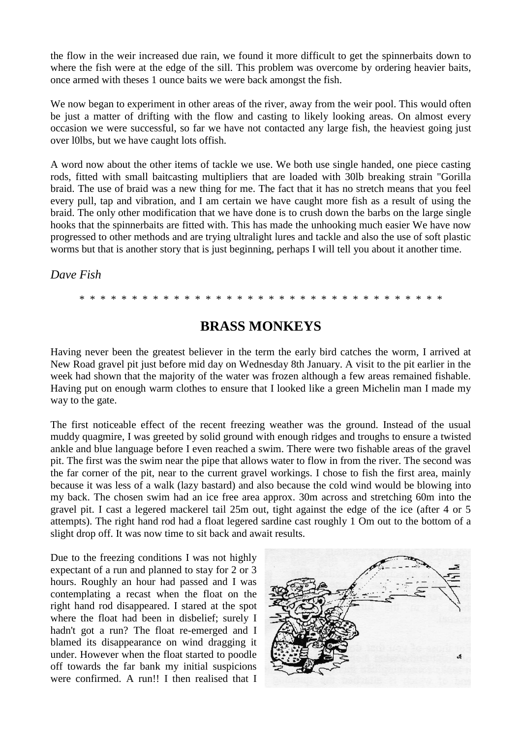the flow in the weir increased due rain, we found it more difficult to get the spinnerbaits down to where the fish were at the edge of the sill. This problem was overcome by ordering heavier baits, once armed with theses 1 ounce baits we were back amongst the fish.

We now began to experiment in other areas of the river, away from the weir pool. This would often be just a matter of drifting with the flow and casting to likely looking areas. On almost every occasion we were successful, so far we have not contacted any large fish, the heaviest going just over l0lbs, but we have caught lots offish.

A word now about the other items of tackle we use. We both use single handed, one piece casting rods, fitted with small baitcasting multipliers that are loaded with 30lb breaking strain "Gorilla braid. The use of braid was a new thing for me. The fact that it has no stretch means that you feel every pull, tap and vibration, and I am certain we have caught more fish as a result of using the braid. The only other modification that we have done is to crush down the barbs on the large single hooks that the spinnerbaits are fitted with. This has made the unhooking much easier We have now progressed to other methods and are trying ultralight lures and tackle and also the use of soft plastic worms but that is another story that is just beginning, perhaps I will tell you about it another time.

*Dave Fish*

* * * * * * * * * * * * * * * * * * * * * * * * * * * * * * * * * * * * *

## BRASS MONKEYS

Having never been the greatest believer in the term the early bird catches the worm, I arrived at New Road gravel pit just before mid day on Wednesday 8th January. A visit to the pit earlier in the week had shown that the majority of the water was frozen although a few areas remained fishable. Having put on enough warm clothes to ensure that I looked like a green Michelin man I made my way to the gate.

The first noticeable effect of the recent freezing weather was the ground. Instead of the usual muddy quagmire, I was greeted by solid ground with enough ridges and troughs to ensure a twisted ankle and blue language before I even reached a swim. There were two fishable areas of the gravel pit. The first was the swim near the pipe that allows water to flow in from the river. The second was the far corner of the pit, near to the current gravel workings. I chose to fish the first area, mainly because it was less of a walk (lazy bastard) and also because the cold wind would be blowing into my back. The chosen swim had an ice free area approx. 30m across and stretching 60m into the gravel pit. I cast a legered mackerel tail 25m out, tight against the edge of the ice (after 4 or 5 attempts). The right hand rod had a float legered sardine cast roughly 1 Om out to the bottom of a slight drop off. It was now time to sit back and await results.

Due to the freezing conditions I was not highly expectant of a run and planned to stay for 2 or 3 hours. Roughly an hour had passed and I was contemplating a recast when the float on the right hand rod disappeared. I stared at the spot where the float had been in disbelief; surely I hadn't got a run? The float re-emerged and I blamed its disappearance on wind dragging it under. However when the float started to poodle off towards the far bank my initial suspicions were confirmed. A run!! I then realised that I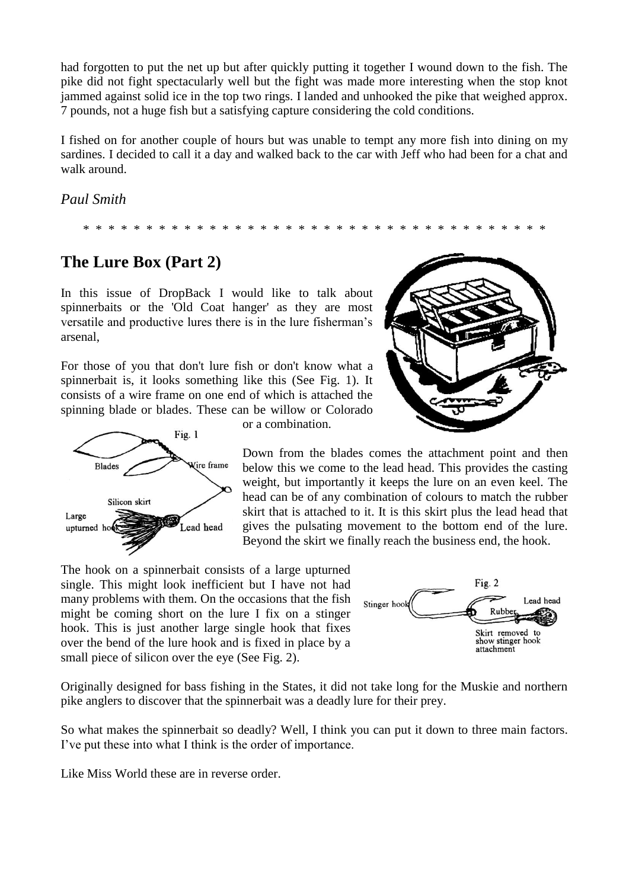had forgotten to put the net up but after quickly putting it together I wound down to the fish. The pike did not fight spectacularly well but the fight was made more interesting when the stop knot jammed against solid ice in the top two rings. I landed and unhooked the pike that weighed approx. 7 pounds, not a huge fish but a satisfying capture considering the cold conditions.

I fished on for another couple of hours but was unable to tempt any more fish into dining on my sardines. I decided to call it a day and walked back to the car with Jeff who had been for a chat and walk around.

*Paul Smith*

\* \* \* \* \* \* \* \* \* \* \* \* \* \* \* \* \* \* \* \* \* \* \* \* \* \* \* \* \* \* \* \* \* \* \* \* \* \* \* \* \*

## The Lure Box (Part 2)

In this issue of DropBack I would like to talk about spinnerbaits or the 'Old Coat hanger' as they are most versatile and productive lures there is in the lure fisherman's arsenal,

For those of you that don't lure fish or don't know what a spinnerbait is, it looks something like this (See Fig. 1). It consists of a wire frame on one end of which is attached the spinning blade or blades. These can be willow or Colorado or a combination.

Fig. 1

Down from the blades comes the attachment point and then below this we come to the lead head. This provides the casting weight, but importantly it keeps the lure on an even keel. The head can be of any combination of colours to match the rubber skirt that is attached to it. It is this skirt plus the lead head that gives the pulsating movement to the bottom end of the lure. Beyond the skirt we finally reach the business end, the hook.

The hook on a spinnerbait consists of a large upturned single. This might look inefficient but I have not had many problems with them. On the occasions that the fish might be coming short on the lure I fix on a stinger hook. This is just another large single hook that fixes over the bend of the lure hook and is fixed in place by a small piece of silicon over the eye (See Fig. 2).

Fig. 2

Originally designed for bass fishing in the States, it did not take long for the Muskie and northern pike anglers to discover that the spinnerbait was a deadly lure for their prey.

So what makes the spinnerbait so deadly? Well, I think you can put it down to three main factors. I've put these into what I think is the order of importance.

Like Miss World these are in reverse order.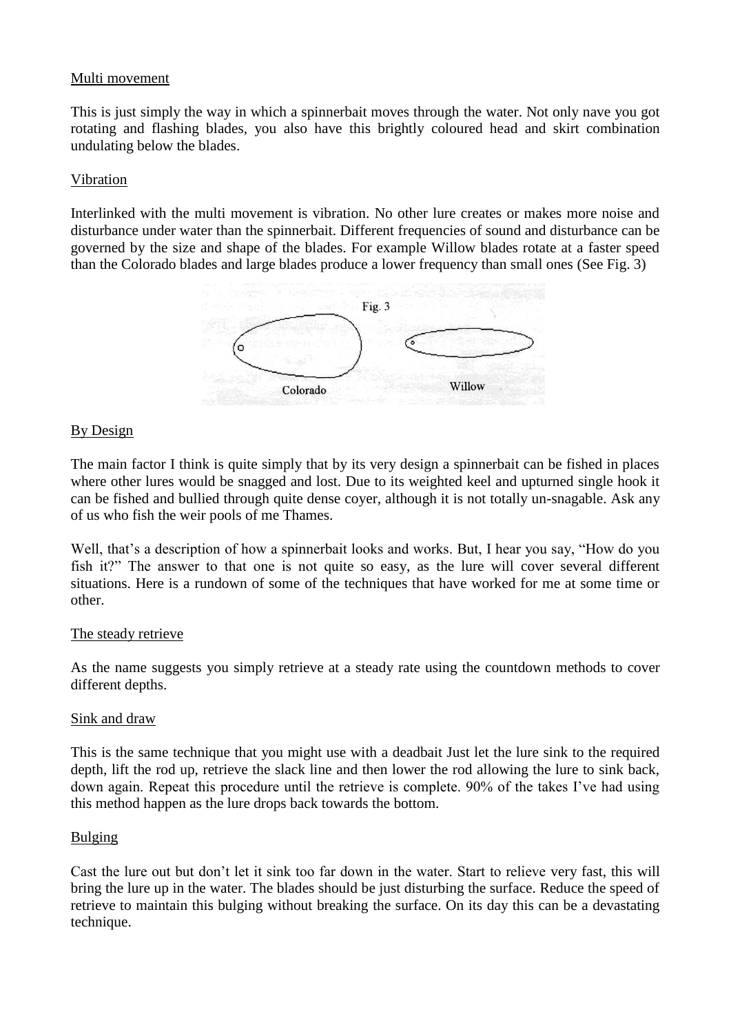Multi movement

This is just simply the way in which a spinnerbait moves through the water. Not only nave you got rotating and flashing blades, you also have this brightly coloured head and skirt combination undulating below the blades.

Vibration

Interlinked with the multi movement is vibration. No other lure creates or makes more noise and disturbance under water than the spinnerbait. Different frequencies of sound and disturbance can be governed by the size and shape of the blades. For example Willow blades rotate at a faster speed than the Colorado blades and large blades produce a lower frequency than small ones (See Fig. 3)

Fig. 3

Colorado Willow

By Design

The main factor I think is quite simply that by its very design a spinnerbait can be fished in places where other lures would be snagged and lost. Due to its weighted keel and upturned single hook it can be fished and bullied through quite dense coyer, although it is not totally un-snagable. Ask any of us who fish the weir pools of me Thames.

Well, that's a description of how a spinnerbait looks and works. But, I hear you say, "How do you fish it?" The answer to that one is not quite so easy, as the lure will cover several different situations. Here is a rundown of some of the techniques that have worked for me at some time or other.

The steady retrieve

As the name suggests you simply retrieve at a steady rate using the countdown methods to cover different depths.

Sink and draw

This is the same technique that you might use with a deadbait Just let the lure sink to the required depth, lift the rod up, retrieve the slack line and then lower the rod allowing the lure to sink back, down again. Repeat this procedure until the retrieve is complete. 90% of the takes I've had using this method happen as the lure drops back towards the bottom.

Bulging

Cast the lure out but don't let it sink too far down in the water. Start to relieve very fast, this will bring the lure up in the water. The blades should be just disturbing the surface. Reduce the speed of retrieve to maintain this bulging without breaking the surface. On its day this can be a devastating technique.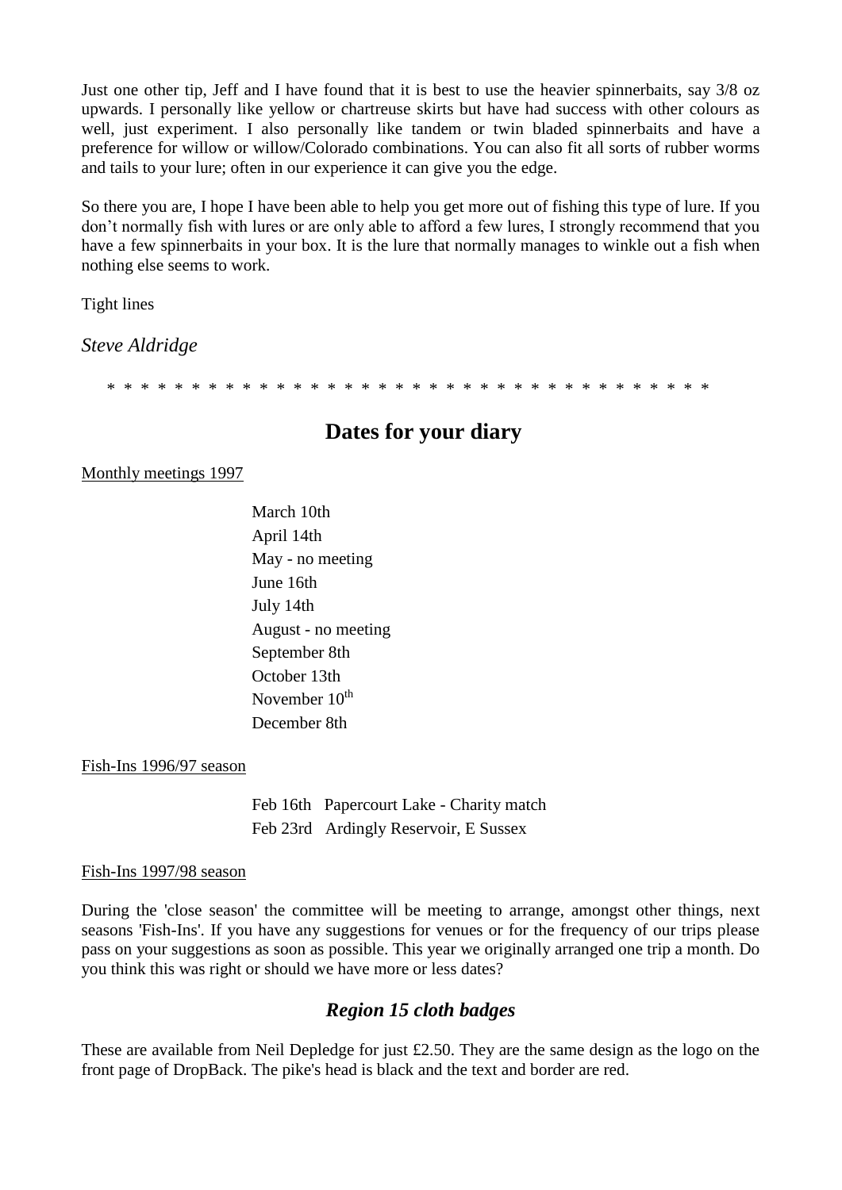Just one other tip, Jeff and I have found that it is best to use the heavier spinnerbaits, say 3/8 oz upwards. I personally like yellow or chartreuse skirts but have had success with other colours as well, just experiment. I also personally like tandem or twin bladed spinnerbaits and have a preference for willow or willow/Colorado combinations. You can also fit all sorts of rubber worms and tails to your lure; often in our experience it can give you the edge.

So there you are, I hope I have been able to help you get more out of fishing this type of lure. If you don't normally fish with lures or are only able to afford a few lures, I strongly recommend that you have a few spinnerbaits in your box. It is the lure that normally manages to winkle out a fish when nothing else seems to work.

Tight lines

*Steve Aldridge*

\* \* \* \* \* \* \* \* \* \* \* \* \* \* \* \* \* \* \* \* \* \* \* \* \* \* \* \* \* \* \* \* \* \* \* \* \* \* \* \*

## Dates for your diary

Monthly meetings 1997

March 10th
April 14th
May - no meeting
June 16th
July 14th
August - no meeting
September 8th
October 13th
November 10th
December 8th

Fish-Ins 1996/97 season

Feb 16th Papercourt Lake - Charity match
Feb 23rd Ardingly Reservoir, E Sussex

Fish-Ins 1997/98 season

During the 'close season' the committee will be meeting to arrange, amongst other things, next seasons 'Fish-Ins'. If you have any suggestions for venues or for the frequency of our trips please pass on your suggestions as soon as possible. This year we originally arranged one trip a month. Do you think this was right or should we have more or less dates?

### *Region 15 cloth badges*

These are available from Neil Depledge for just £2.50. They are the same design as the logo on the front page of DropBack. The pike's head is black and the text and border are red.